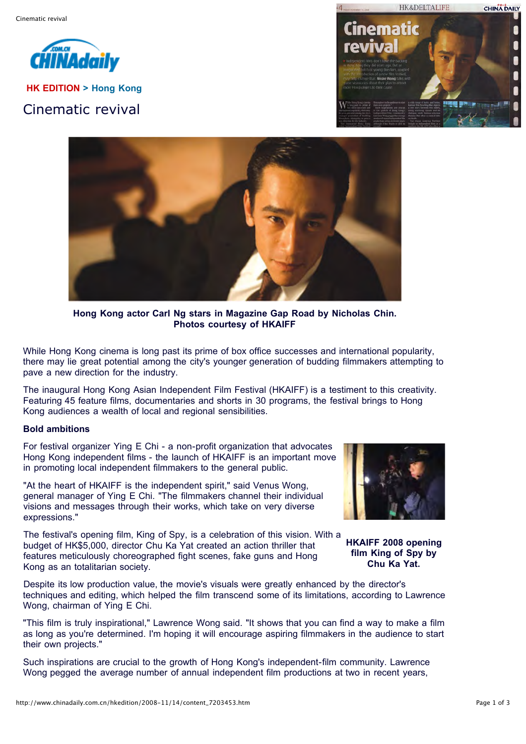HK EDITION > Hong Kong

# Cinematic revival

**Hong Kong actor Carl Ng stars in Magazine Gap Road by Nicholas Chin. Photos courtesy of HKAIFF**

While Hong Kong cinema is long past its prime of box office successes and international popularity, there may lie great potential among the city's younger generation of budding filmmakers attempting to pave a new direction for the industry.

The inaugural Hong Kong Asian Independent Film Festival (HKAIFF) is a testiment to this creativity. Featuring 45 feature films, documentaries and shorts in 30 programs, the festival brings to Hong Kong audiences a wealth of local and regional sensibilities.

**Bold ambitions**

For festival organizer Ying E Chi - a non-profit organization that advocates Hong Kong independent films - the launch of HKAIFF is an important move in promoting local independent filmmakers to the general public.

"At the heart of HKAIFF is the independent spirit," said Venus Wong, general manager of Ying E Chi. "The filmmakers channel their individual visions and messages through their works, which take on very diverse expressions."

**HKAIFF 2008 opening film King of Spy by Chu Ka Yat.**

The festival's opening film, King of Spy, is a celebration of this vision. With a budget of HK$5,000, director Chu Ka Yat created an action thriller that features meticulously choreographed fight scenes, fake guns and Hong Kong as an totalitarian society.

Despite its low production value, the movie's visuals were greatly enhanced by the director's techniques and editing, which helped the film transcend some of its limitations, according to Lawrence Wong, chairman of Ying E Chi.

"This film is truly inspirational," Lawrence Wong said. "It shows that you can find a way to make a film as long as you're determined. I'm hoping it will encourage aspiring filmmakers in the audience to start their own projects."

Such inspirations are crucial to the growth of Hong Kong's independent-film community. Lawrence Wong pegged the average number of annual independent film productions at two in recent years,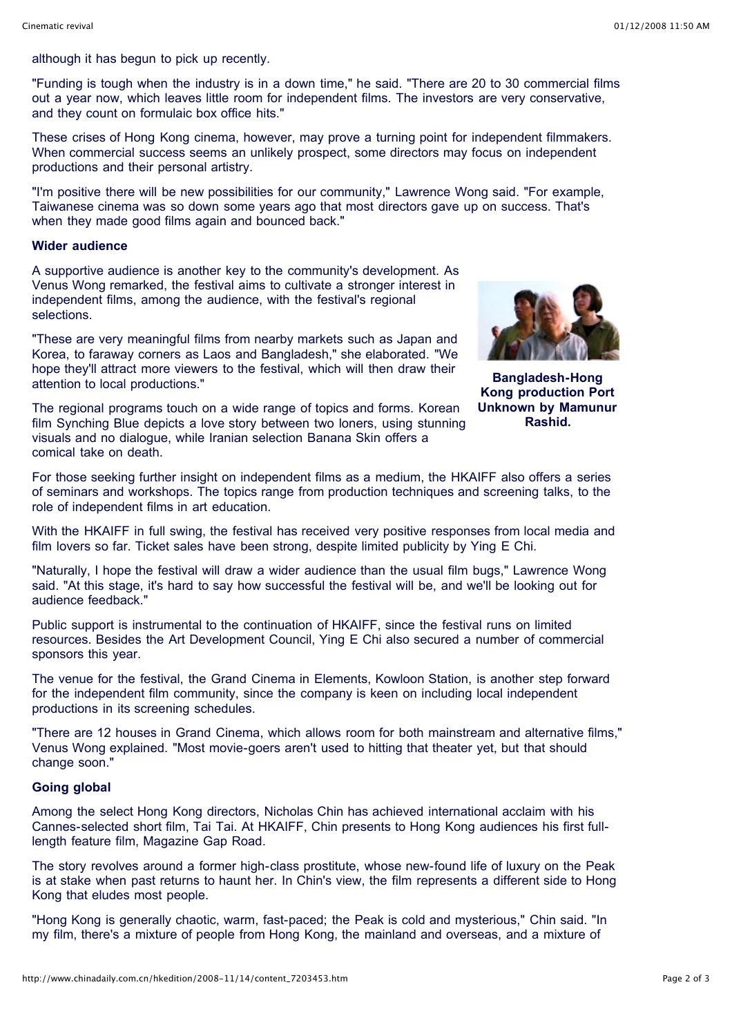although it has begun to pick up recently.

"Funding is tough when the industry is in a down time," he said. "There are 20 to 30 commercial films out a year now, which leaves little room for independent films. The investors are very conservative, and they count on formulaic box office hits."

These crises of Hong Kong cinema, however, may prove a turning point for independent filmmakers. When commercial success seems an unlikely prospect, some directors may focus on independent productions and their personal artistry.

"I'm positive there will be new possibilities for our community," Lawrence Wong said. "For example, Taiwanese cinema was so down some years ago that most directors gave up on success. That's when they made good films again and bounced back."

**Wider audience**

A supportive audience is another key to the community's development. As Venus Wong remarked, the festival aims to cultivate a stronger interest in independent films, among the audience, with the festival's regional selections.

"These are very meaningful films from nearby markets such as Japan and Korea, to faraway corners as Laos and Bangladesh," she elaborated. "We hope they'll attract more viewers to the festival, which will then draw their attention to local productions."

**Bangladesh-Hong Kong production Port Unknown by Mamunur Rashid.**

The regional programs touch on a wide range of topics and forms. Korean film Synching Blue depicts a love story between two loners, using stunning visuals and no dialogue, while Iranian selection Banana Skin offers a comical take on death.

For those seeking further insight on independent films as a medium, the HKAIFF also offers a series of seminars and workshops. The topics range from production techniques and screening talks, to the role of independent films in art education.

With the HKAIFF in full swing, the festival has received very positive responses from local media and film lovers so far. Ticket sales have been strong, despite limited publicity by Ying E Chi.

"Naturally, I hope the festival will draw a wider audience than the usual film bugs," Lawrence Wong said. "At this stage, it's hard to say how successful the festival will be, and we'll be looking out for audience feedback."

Public support is instrumental to the continuation of HKAIFF, since the festival runs on limited resources. Besides the Art Development Council, Ying E Chi also secured a number of commercial sponsors this year.

The venue for the festival, the Grand Cinema in Elements, Kowloon Station, is another step forward for the independent film community, since the company is keen on including local independent productions in its screening schedules.

"There are 12 houses in Grand Cinema, which allows room for both mainstream and alternative films," Venus Wong explained. "Most movie-goers aren't used to hitting that theater yet, but that should change soon."

**Going global**

Among the select Hong Kong directors, Nicholas Chin has achieved international acclaim with his Cannes-selected short film, Tai Tai. At HKAIFF, Chin presents to Hong Kong audiences his first full-length feature film, Magazine Gap Road.

The story revolves around a former high-class prostitute, whose new-found life of luxury on the Peak is at stake when past returns to haunt her. In Chin's view, the film represents a different side to Hong Kong that eludes most people.

"Hong Kong is generally chaotic, warm, fast-paced; the Peak is cold and mysterious," Chin said. "In my film, there's a mixture of people from Hong Kong, the mainland and overseas, and a mixture of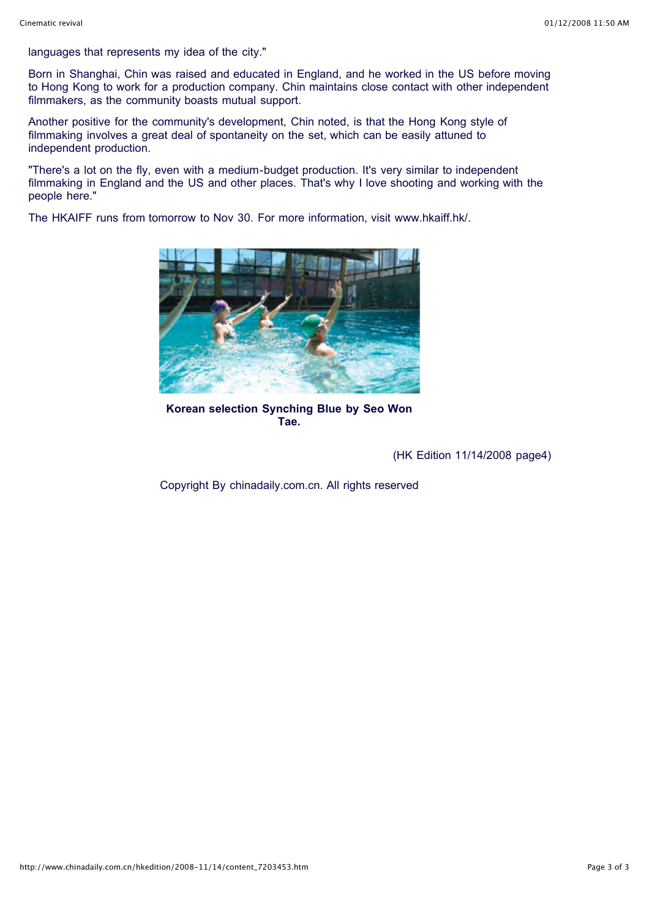languages that represents my idea of the city."

Born in Shanghai, Chin was raised and educated in England, and he worked in the US before moving to Hong Kong to work for a production company. Chin maintains close contact with other independent filmmakers, as the community boasts mutual support.

Another positive for the community's development, Chin noted, is that the Hong Kong style of filmmaking involves a great deal of spontaneity on the set, which can be easily attuned to independent production.

"There's a lot on the fly, even with a medium-budget production. It's very similar to independent filmmaking in England and the US and other places. That's why I love shooting and working with the people here."

The HKAIFF runs from tomorrow to Nov 30. For more information, visit www.hkaiff.hk/.

**Korean selection Synching Blue by Seo Won Tae.**

(HK Edition 11/14/2008 page4)

Copyright By chinadaily.com.cn. All rights reserved